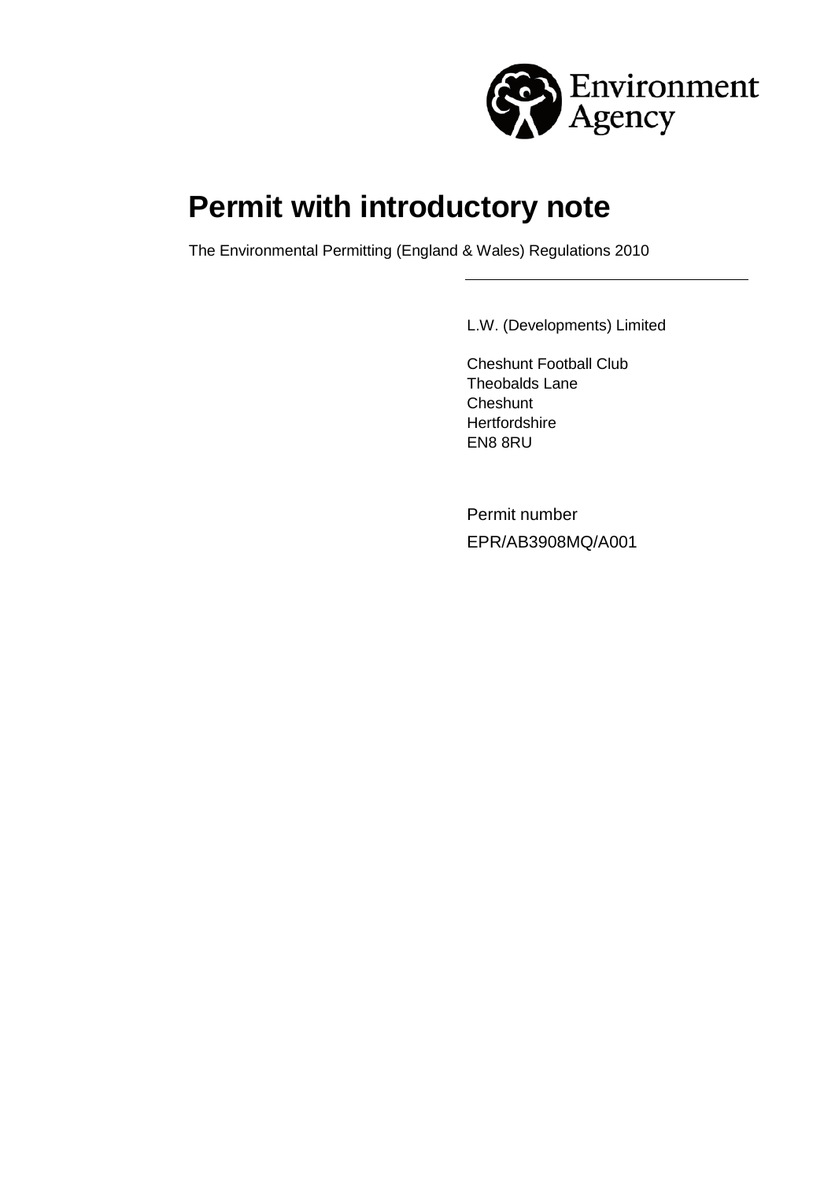Environment Agency

# Permit with introductory note

The Environmental Permitting (England & Wales) Regulations 2010

L.W. (Developments) Limited

Cheshunt Football Club
Theobalds Lane
Cheshunt
Hertfordshire
EN8 8RU

Permit number
EPR/AB3908MQ/A001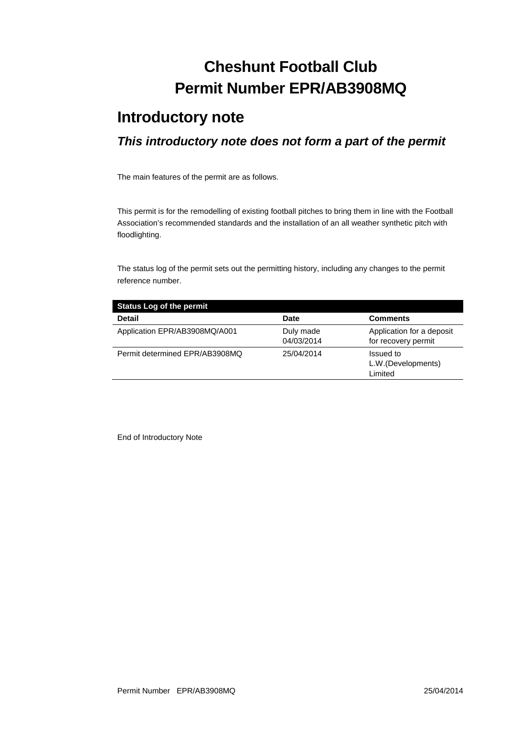# Cheshunt Football Club
# Permit Number EPR/AB3908MQ

## Introductory note

### *This introductory note does not form a part of the permit*

The main features of the permit are as follows.

This permit is for the remodelling of existing football pitches to bring them in line with the Football Association's recommended standards and the installation of an all weather synthetic pitch with floodlighting.

The status log of the permit sets out the permitting history, including any changes to the permit reference number.

| Status Log of the permit | | |
|---|---|---|
| **Detail** | **Date** | **Comments** |
| Application EPR/AB3908MQ/A001 | Duly made 04/03/2014 | Application for a deposit for recovery permit |
| Permit determined EPR/AB3908MQ | 25/04/2014 | Issued to L.W.(Developments) Limited |

End of Introductory Note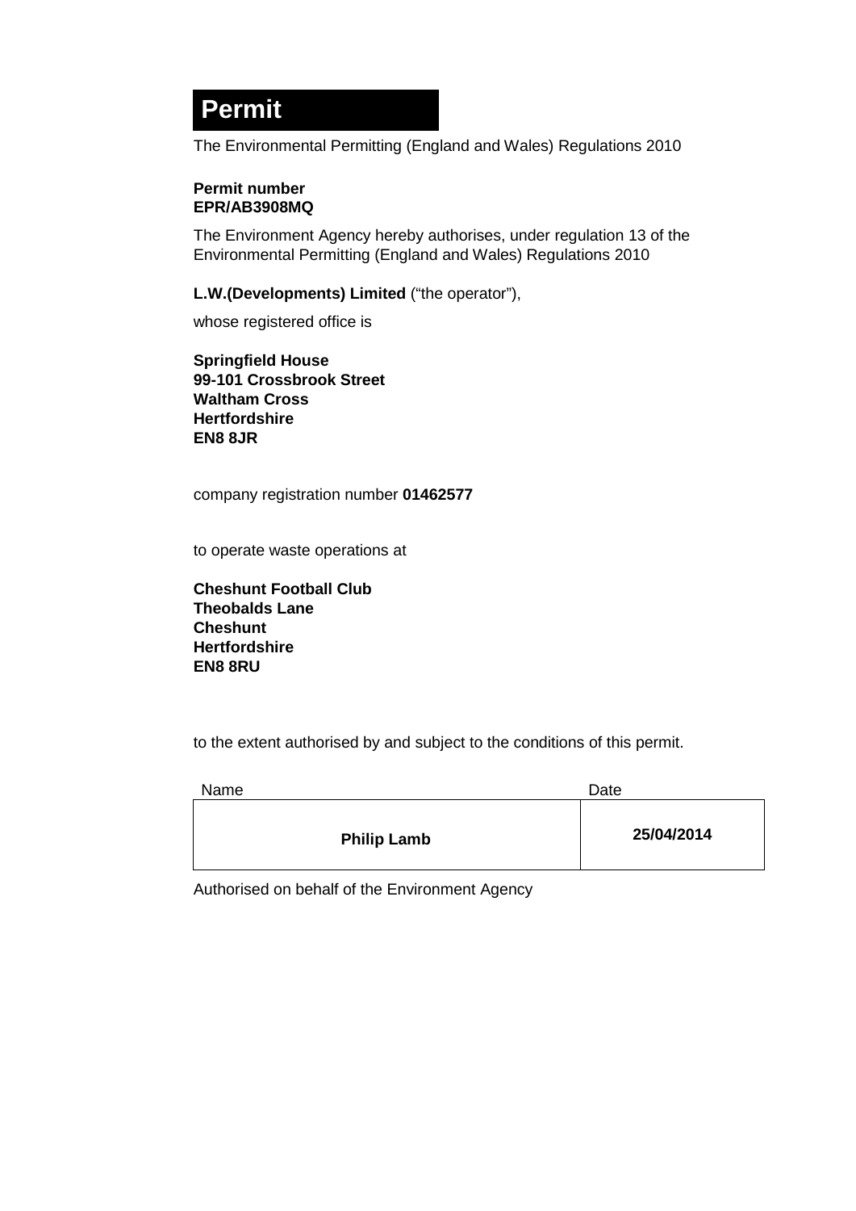# Permit

The Environmental Permitting (England and Wales) Regulations 2010

**Permit number**
**EPR/AB3908MQ**

The Environment Agency hereby authorises, under regulation 13 of the Environmental Permitting (England and Wales) Regulations 2010

**L.W.(Developments) Limited** ("the operator"),

whose registered office is

**Springfield House**
**99-101 Crossbrook Street**
**Waltham Cross**
**Hertfordshire**
**EN8 8JR**

company registration number **01462577**

to operate waste operations at

**Cheshunt Football Club**
**Theobalds Lane**
**Cheshunt**
**Hertfordshire**
**EN8 8RU**

to the extent authorised by and subject to the conditions of this permit.

| Name | Date |
|---|---|
| **Philip Lamb** | **25/04/2014** |

Authorised on behalf of the Environment Agency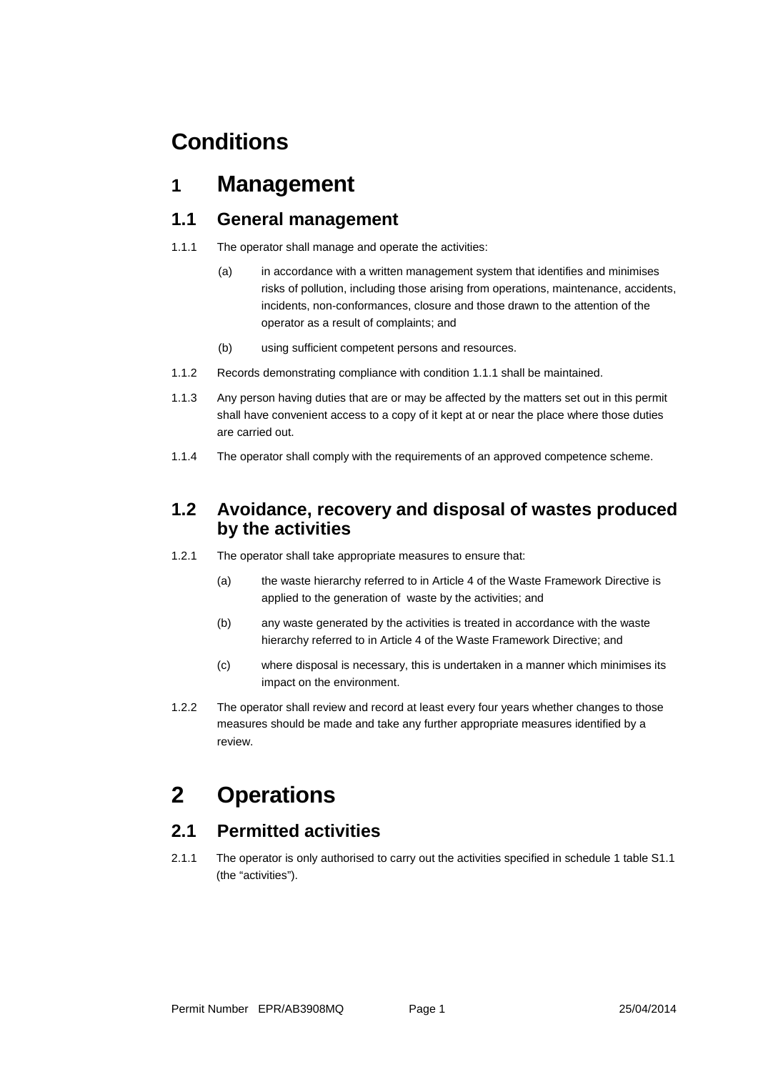# Conditions

## 1 Management

### 1.1 General management

1.1.1 The operator shall manage and operate the activities:

(a) in accordance with a written management system that identifies and minimises risks of pollution, including those arising from operations, maintenance, accidents, incidents, non-conformances, closure and those drawn to the attention of the operator as a result of complaints; and

(b) using sufficient competent persons and resources.

1.1.2 Records demonstrating compliance with condition 1.1.1 shall be maintained.

1.1.3 Any person having duties that are or may be affected by the matters set out in this permit shall have convenient access to a copy of it kept at or near the place where those duties are carried out.

1.1.4 The operator shall comply with the requirements of an approved competence scheme.

### 1.2 Avoidance, recovery and disposal of wastes produced by the activities

1.2.1 The operator shall take appropriate measures to ensure that:

(a) the waste hierarchy referred to in Article 4 of the Waste Framework Directive is applied to the generation of waste by the activities; and

(b) any waste generated by the activities is treated in accordance with the waste hierarchy referred to in Article 4 of the Waste Framework Directive; and

(c) where disposal is necessary, this is undertaken in a manner which minimises its impact on the environment.

1.2.2 The operator shall review and record at least every four years whether changes to those measures should be made and take any further appropriate measures identified by a review.

## 2 Operations

### 2.1 Permitted activities

2.1.1 The operator is only authorised to carry out the activities specified in schedule 1 table S1.1 (the "activities").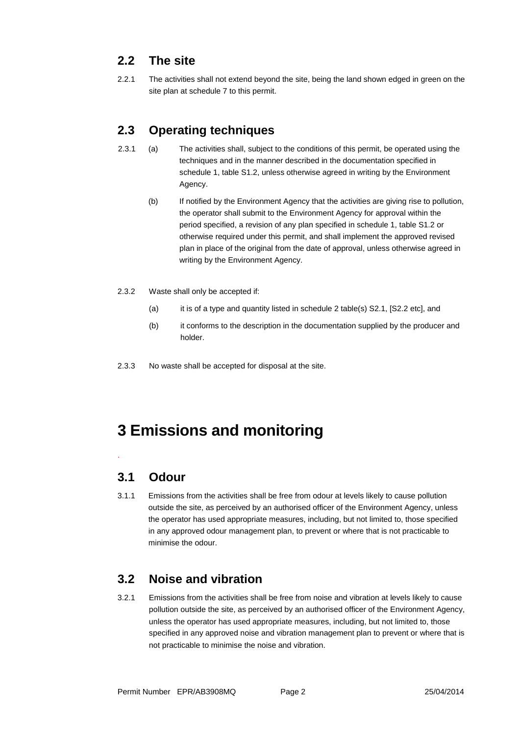## 2.2 The site

2.2.1 The activities shall not extend beyond the site, being the land shown edged in green on the site plan at schedule 7 to this permit.

## 2.3 Operating techniques

2.3.1 (a) The activities shall, subject to the conditions of this permit, be operated using the techniques and in the manner described in the documentation specified in schedule 1, table S1.2, unless otherwise agreed in writing by the Environment Agency.

(b) If notified by the Environment Agency that the activities are giving rise to pollution, the operator shall submit to the Environment Agency for approval within the period specified, a revision of any plan specified in schedule 1, table S1.2 or otherwise required under this permit, and shall implement the approved revised plan in place of the original from the date of approval, unless otherwise agreed in writing by the Environment Agency.

2.3.2 Waste shall only be accepted if:

(a) it is of a type and quantity listed in schedule 2 table(s) S2.1, [S2.2 etc], and

(b) it conforms to the description in the documentation supplied by the producer and holder.

2.3.3 No waste shall be accepted for disposal at the site.

# 3 Emissions and monitoring

## 3.1 Odour

3.1.1 Emissions from the activities shall be free from odour at levels likely to cause pollution outside the site, as perceived by an authorised officer of the Environment Agency, unless the operator has used appropriate measures, including, but not limited to, those specified in any approved odour management plan, to prevent or where that is not practicable to minimise the odour.

## 3.2 Noise and vibration

3.2.1 Emissions from the activities shall be free from noise and vibration at levels likely to cause pollution outside the site, as perceived by an authorised officer of the Environment Agency, unless the operator has used appropriate measures, including, but not limited to, those specified in any approved noise and vibration management plan to prevent or where that is not practicable to minimise the noise and vibration.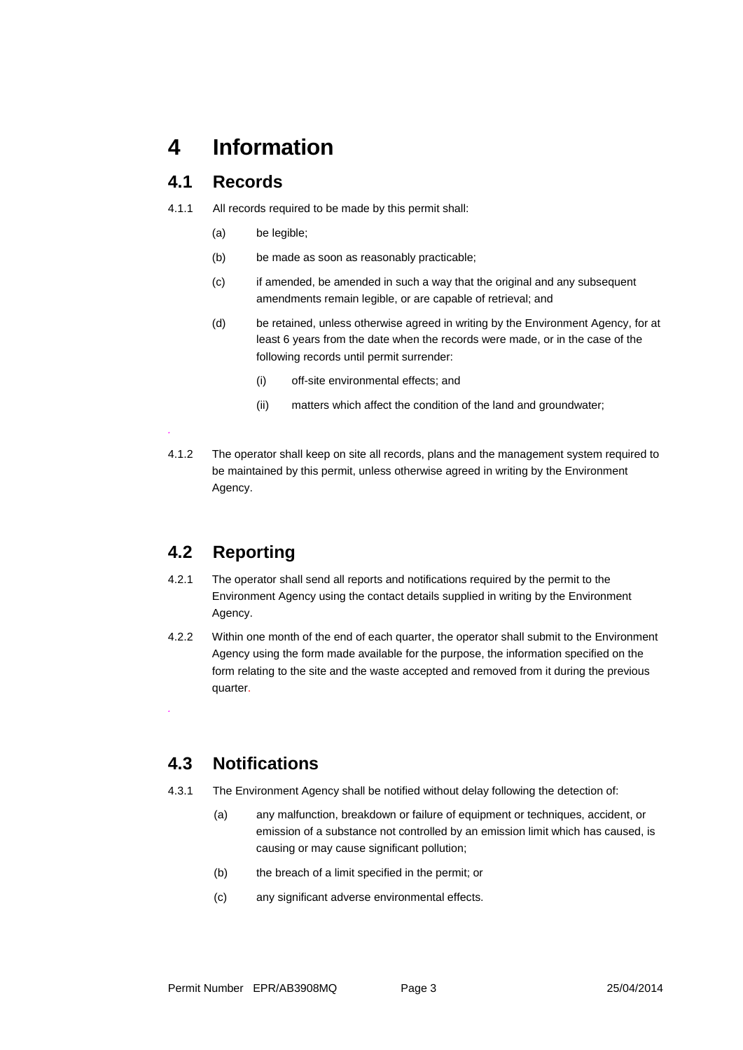# 4 Information

## 4.1 Records

4.1.1 All records required to be made by this permit shall:

(a) be legible;

(b) be made as soon as reasonably practicable;

(c) if amended, be amended in such a way that the original and any subsequent amendments remain legible, or are capable of retrieval; and

(d) be retained, unless otherwise agreed in writing by the Environment Agency, for at least 6 years from the date when the records were made, or in the case of the following records until permit surrender:

(i) off-site environmental effects; and

(ii) matters which affect the condition of the land and groundwater;

4.1.2 The operator shall keep on site all records, plans and the management system required to be maintained by this permit, unless otherwise agreed in writing by the Environment Agency.

## 4.2 Reporting

4.2.1 The operator shall send all reports and notifications required by the permit to the Environment Agency using the contact details supplied in writing by the Environment Agency.

4.2.2 Within one month of the end of each quarter, the operator shall submit to the Environment Agency using the form made available for the purpose, the information specified on the form relating to the site and the waste accepted and removed from it during the previous quarter.

## 4.3 Notifications

4.3.1 The Environment Agency shall be notified without delay following the detection of:

(a) any malfunction, breakdown or failure of equipment or techniques, accident, or emission of a substance not controlled by an emission limit which has caused, is causing or may cause significant pollution;

(b) the breach of a limit specified in the permit; or

(c) any significant adverse environmental effects.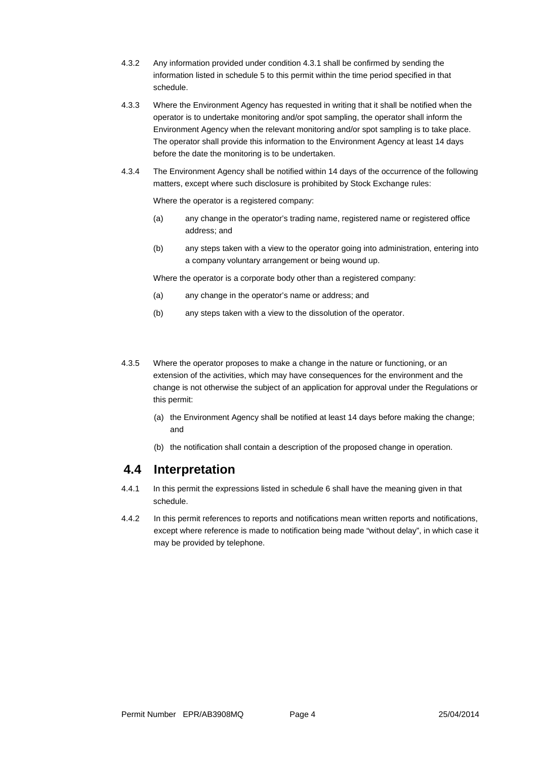4.3.2 Any information provided under condition 4.3.1 shall be confirmed by sending the information listed in schedule 5 to this permit within the time period specified in that schedule.

4.3.3 Where the Environment Agency has requested in writing that it shall be notified when the operator is to undertake monitoring and/or spot sampling, the operator shall inform the Environment Agency when the relevant monitoring and/or spot sampling is to take place. The operator shall provide this information to the Environment Agency at least 14 days before the date the monitoring is to be undertaken.

4.3.4 The Environment Agency shall be notified within 14 days of the occurrence of the following matters, except where such disclosure is prohibited by Stock Exchange rules:

Where the operator is a registered company:

(a) any change in the operator's trading name, registered name or registered office address; and

(b) any steps taken with a view to the operator going into administration, entering into a company voluntary arrangement or being wound up.

Where the operator is a corporate body other than a registered company:

(a) any change in the operator's name or address; and

(b) any steps taken with a view to the dissolution of the operator.

4.3.5 Where the operator proposes to make a change in the nature or functioning, or an extension of the activities, which may have consequences for the environment and the change is not otherwise the subject of an application for approval under the Regulations or this permit:

(a) the Environment Agency shall be notified at least 14 days before making the change; and

(b) the notification shall contain a description of the proposed change in operation.

## 4.4 Interpretation

4.4.1 In this permit the expressions listed in schedule 6 shall have the meaning given in that schedule.

4.4.2 In this permit references to reports and notifications mean written reports and notifications, except where reference is made to notification being made "without delay", in which case it may be provided by telephone.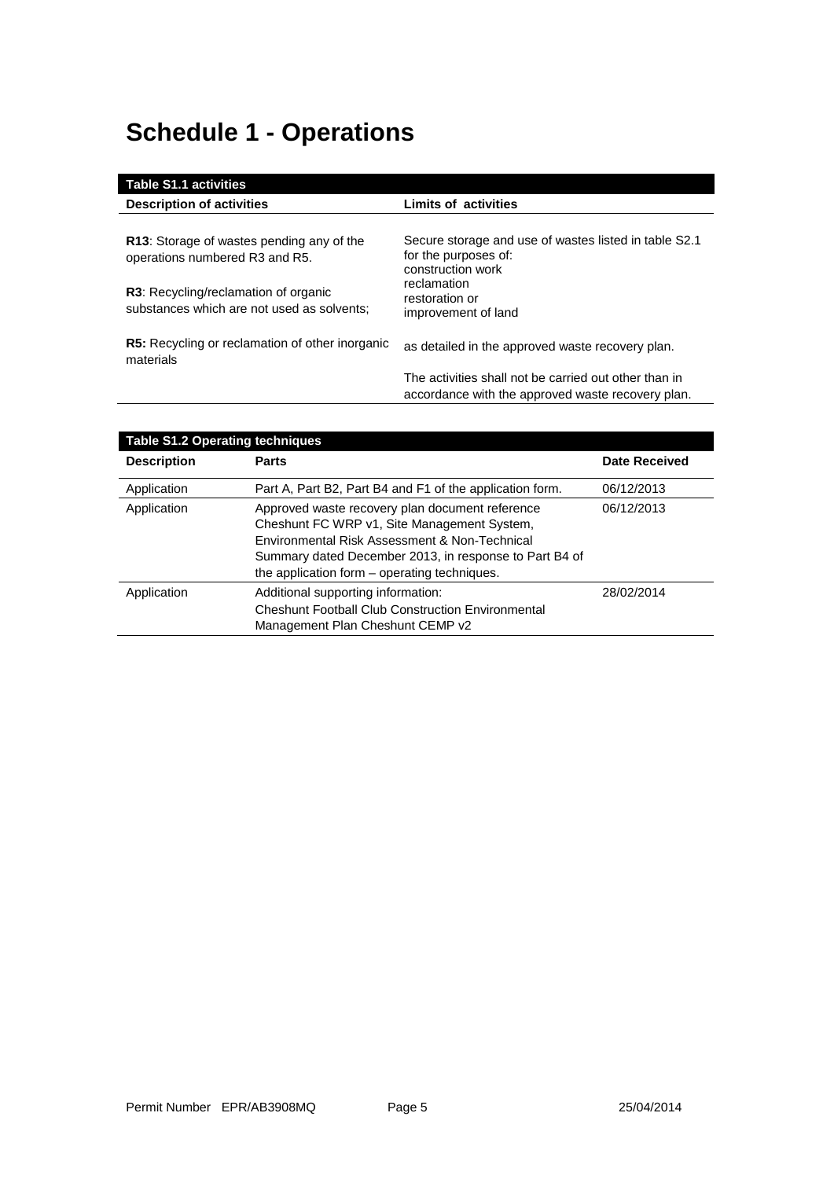# Schedule 1 - Operations

| Table S1.1 activities | |
|---|---|
| **Description of activities** | **Limits of activities** |
| **R13**: Storage of wastes pending any of the operations numbered R3 and R5.<br><br>**R3**: Recycling/reclamation of organic substances which are not used as solvents;<br><br>**R5:** Recycling or reclamation of other inorganic materials | Secure storage and use of wastes listed in table S2.1 for the purposes of:<br>construction work<br>reclamation<br>restoration or<br>improvement of land<br><br>as detailed in the approved waste recovery plan.<br><br>The activities shall not be carried out other than in accordance with the approved waste recovery plan. |

| Table S1.2 Operating techniques | | |
|---|---|---|
| **Description** | **Parts** | **Date Received** |
| Application | Part A, Part B2, Part B4 and F1 of the application form. | 06/12/2013 |
| Application | Approved waste recovery plan document reference Cheshunt FC WRP v1, Site Management System, Environmental Risk Assessment & Non-Technical Summary dated December 2013, in response to Part B4 of the application form – operating techniques. | 06/12/2013 |
| Application | Additional supporting information:<br>Cheshunt Football Club Construction Environmental Management Plan Cheshunt CEMP v2 | 28/02/2014 |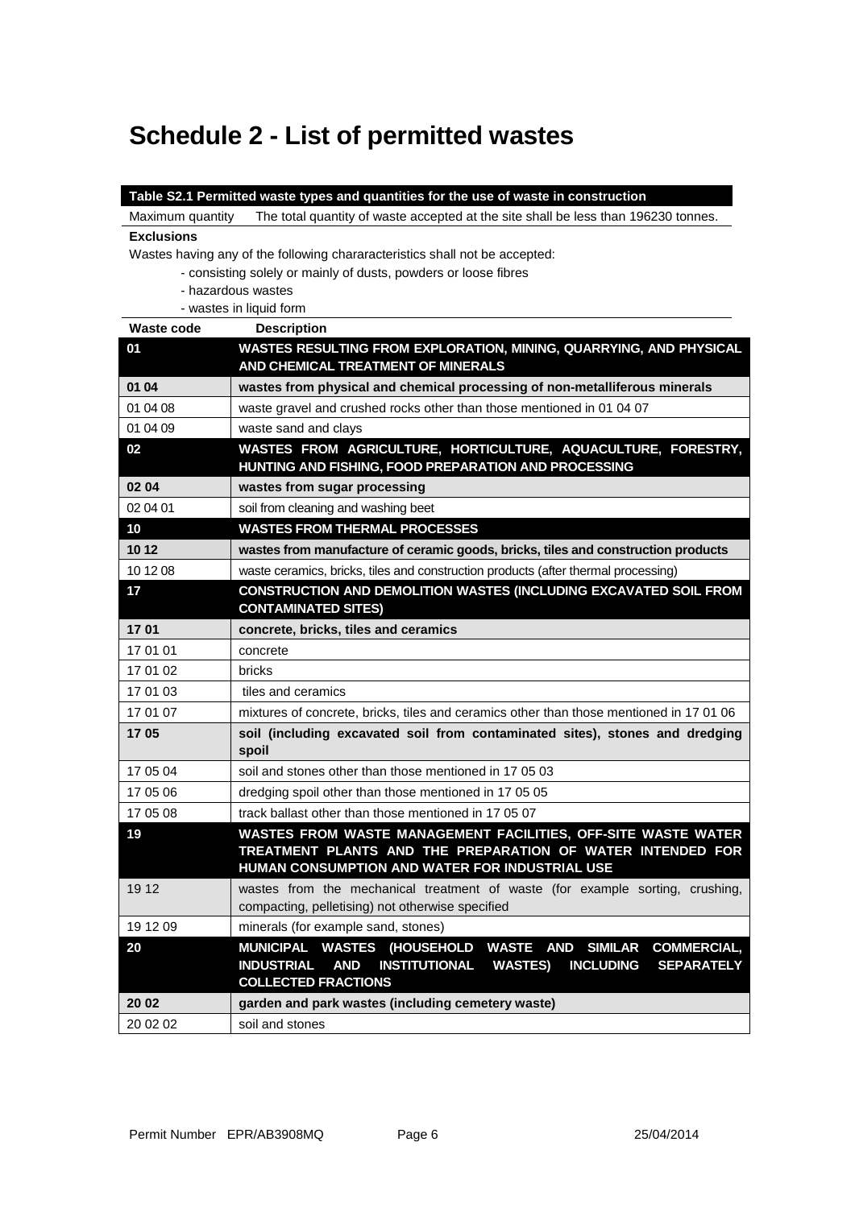# Schedule 2 - List of permitted wastes

| Table S2.1 Permitted waste types and quantities for the use of waste in construction | |
|---|---|
| Maximum quantity | The total quantity of waste accepted at the site shall be less than 196230 tonnes. |
| **Exclusions**<br>Wastes having any of the following chararacteristics shall not be accepted:<br>- consisting solely or mainly of dusts, powders or loose fibres<br>- hazardous wastes<br>- wastes in liquid form | |
| **Waste code** | **Description** |
| **01** | **WASTES RESULTING FROM EXPLORATION, MINING, QUARRYING, AND PHYSICAL AND CHEMICAL TREATMENT OF MINERALS** |
| **01 04** | **wastes from physical and chemical processing of non-metalliferous minerals** |
| 01 04 08 | waste gravel and crushed rocks other than those mentioned in 01 04 07 |
| 01 04 09 | waste sand and clays |
| **02** | **WASTES FROM AGRICULTURE, HORTICULTURE, AQUACULTURE, FORESTRY, HUNTING AND FISHING, FOOD PREPARATION AND PROCESSING** |
| **02 04** | **wastes from sugar processing** |
| 02 04 01 | soil from cleaning and washing beet |
| **10** | **WASTES FROM THERMAL PROCESSES** |
| **10 12** | **wastes from manufacture of ceramic goods, bricks, tiles and construction products** |
| 10 12 08 | waste ceramics, bricks, tiles and construction products (after thermal processing) |
| **17** | **CONSTRUCTION AND DEMOLITION WASTES (INCLUDING EXCAVATED SOIL FROM CONTAMINATED SITES)** |
| **17 01** | **concrete, bricks, tiles and ceramics** |
| 17 01 01 | concrete |
| 17 01 02 | bricks |
| 17 01 03 | tiles and ceramics |
| 17 01 07 | mixtures of concrete, bricks, tiles and ceramics other than those mentioned in 17 01 06 |
| **17 05** | **soil (including excavated soil from contaminated sites), stones and dredging spoil** |
| 17 05 04 | soil and stones other than those mentioned in 17 05 03 |
| 17 05 06 | dredging spoil other than those mentioned in 17 05 05 |
| 17 05 08 | track ballast other than those mentioned in 17 05 07 |
| **19** | **WASTES FROM WASTE MANAGEMENT FACILITIES, OFF-SITE WASTE WATER TREATMENT PLANTS AND THE PREPARATION OF WATER INTENDED FOR HUMAN CONSUMPTION AND WATER FOR INDUSTRIAL USE** |
| 19 12 | wastes from the mechanical treatment of waste (for example sorting, crushing, compacting, pelletising) not otherwise specified |
| 19 12 09 | minerals (for example sand, stones) |
| **20** | **MUNICIPAL WASTES (HOUSEHOLD WASTE AND SIMILAR COMMERCIAL, INDUSTRIAL AND INSTITUTIONAL WASTES) INCLUDING SEPARATELY COLLECTED FRACTIONS** |
| **20 02** | **garden and park wastes (including cemetery waste)** |
| 20 02 02 | soil and stones |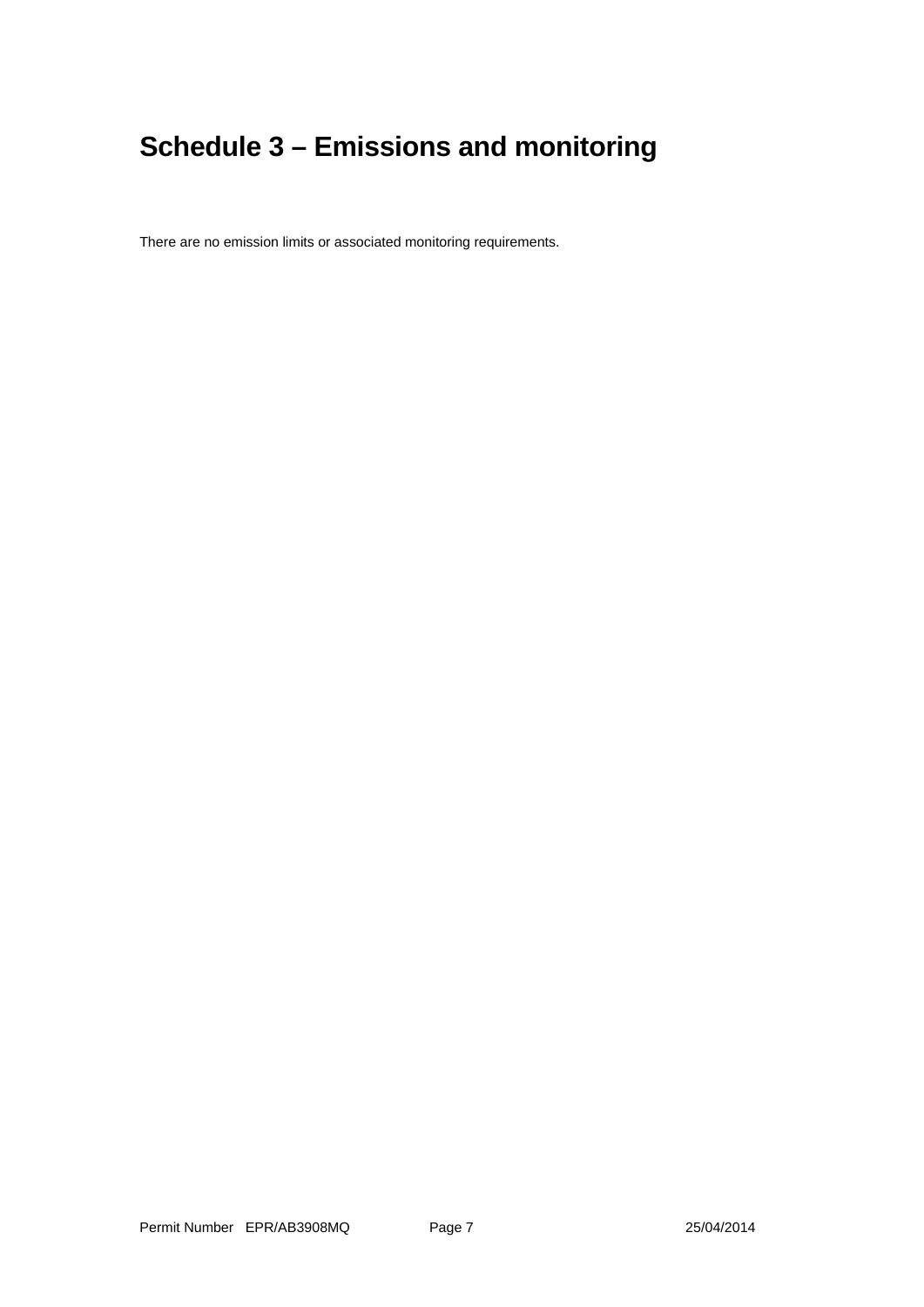# Schedule 3 – Emissions and monitoring

There are no emission limits or associated monitoring requirements.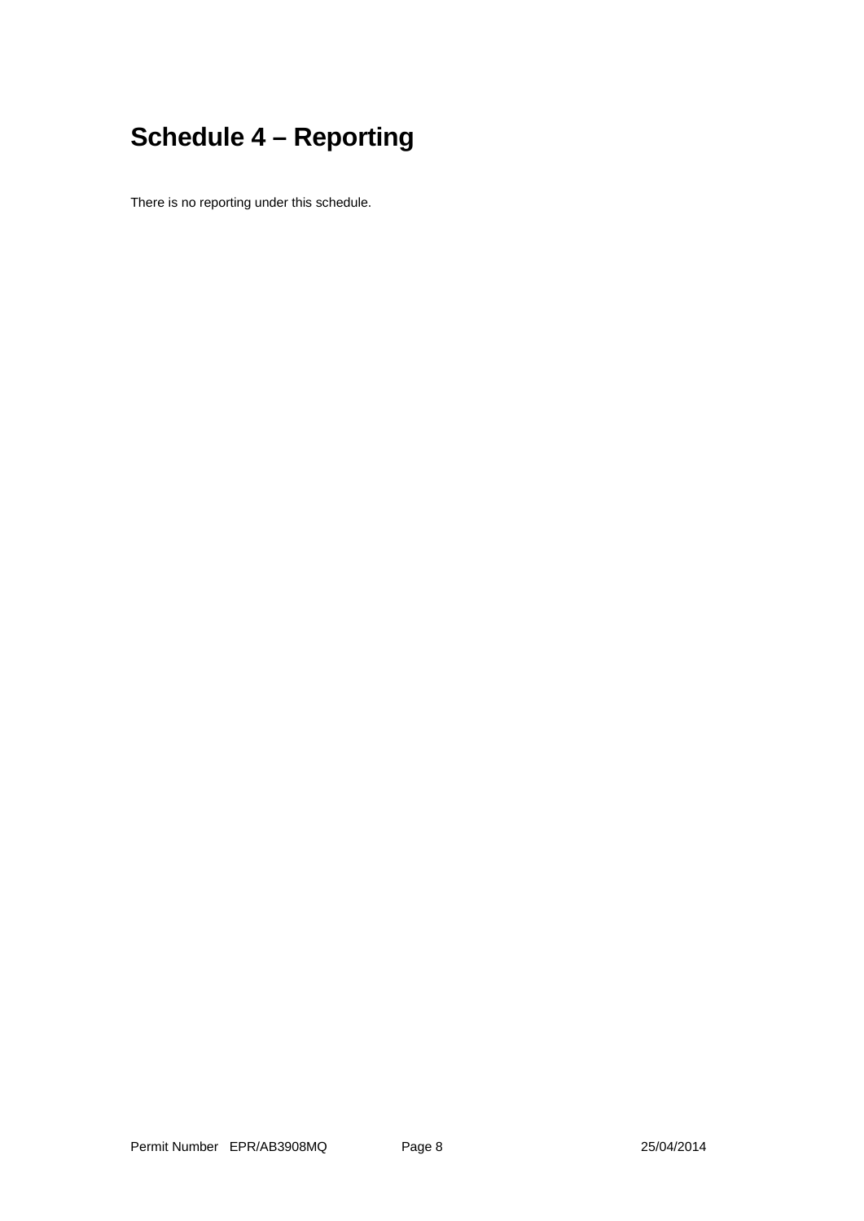# Schedule 4 – Reporting

There is no reporting under this schedule.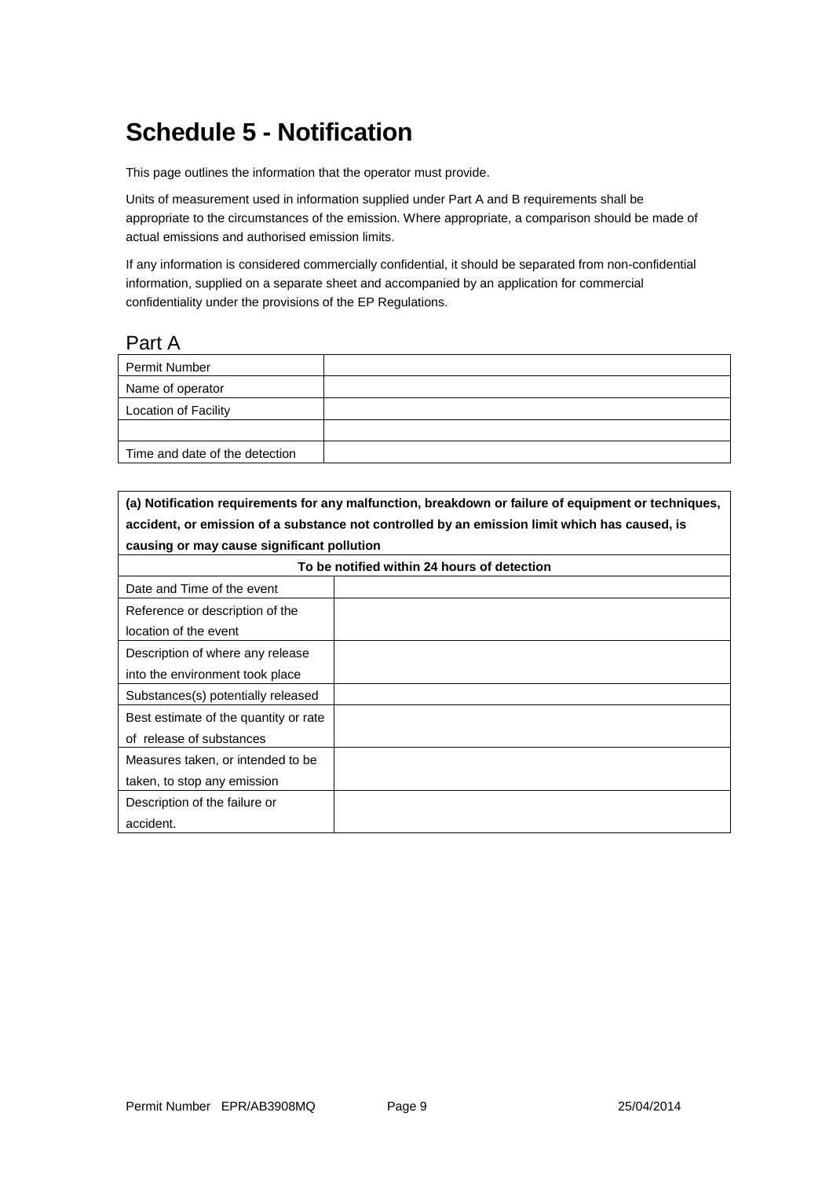# Schedule 5 - Notification

This page outlines the information that the operator must provide.

Units of measurement used in information supplied under Part A and B requirements shall be appropriate to the circumstances of the emission. Where appropriate, a comparison should be made of actual emissions and authorised emission limits.

If any information is considered commercially confidential, it should be separated from non-confidential information, supplied on a separate sheet and accompanied by an application for commercial confidentiality under the provisions of the EP Regulations.

## Part A

| Permit Number | |
|---|---|
| Name of operator | |
| Location of Facility | |
| | |
| Time and date of the detection | |

| **(a) Notification requirements for any malfunction, breakdown or failure of equipment or techniques, accident, or emission of a substance not controlled by an emission limit which has caused, is causing or may cause significant pollution** | |
|---|---|
| **To be notified within 24 hours of detection** | |
| Date and Time of the event | |
| Reference or description of the location of the event | |
| Description of where any release into the environment took place | |
| Substances(s) potentially released | |
| Best estimate of the quantity or rate of release of substances | |
| Measures taken, or intended to be taken, to stop any emission | |
| Description of the failure or accident. | |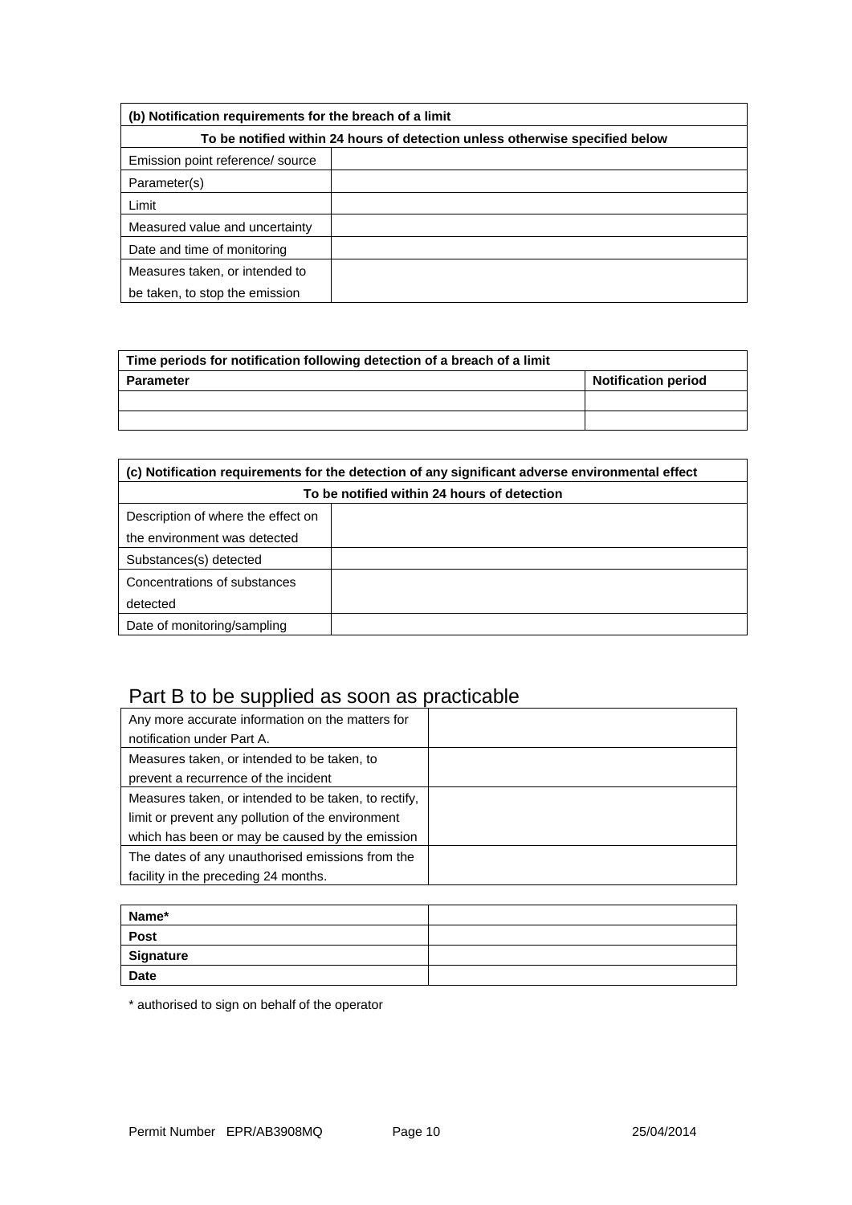| (b) Notification requirements for the breach of a limit | |
|---|---|
| **To be notified within 24 hours of detection unless otherwise specified below** | |
| Emission point reference/ source | |
| Parameter(s) | |
| Limit | |
| Measured value and uncertainty | |
| Date and time of monitoring | |
| Measures taken, or intended to be taken, to stop the emission | |

| Time periods for notification following detection of a breach of a limit | |
|---|---|
| **Parameter** | **Notification period** |
| | |
| | |

| (c) Notification requirements for the detection of any significant adverse environmental effect | |
|---|---|
| **To be notified within 24 hours of detection** | |
| Description of where the effect on the environment was detected | |
| Substances(s) detected | |
| Concentrations of substances detected | |
| Date of monitoring/sampling | |

## Part B to be supplied as soon as practicable

| | |
|---|---|
| Any more accurate information on the matters for notification under Part A. | |
| Measures taken, or intended to be taken, to prevent a recurrence of the incident | |
| Measures taken, or intended to be taken, to rectify, limit or prevent any pollution of the environment which has been or may be caused by the emission | |
| The dates of any unauthorised emissions from the facility in the preceding 24 months. | |

| | |
|---|---|
| **Name*** | |
| **Post** | |
| **Signature** | |
| **Date** | |

* authorised to sign on behalf of the operator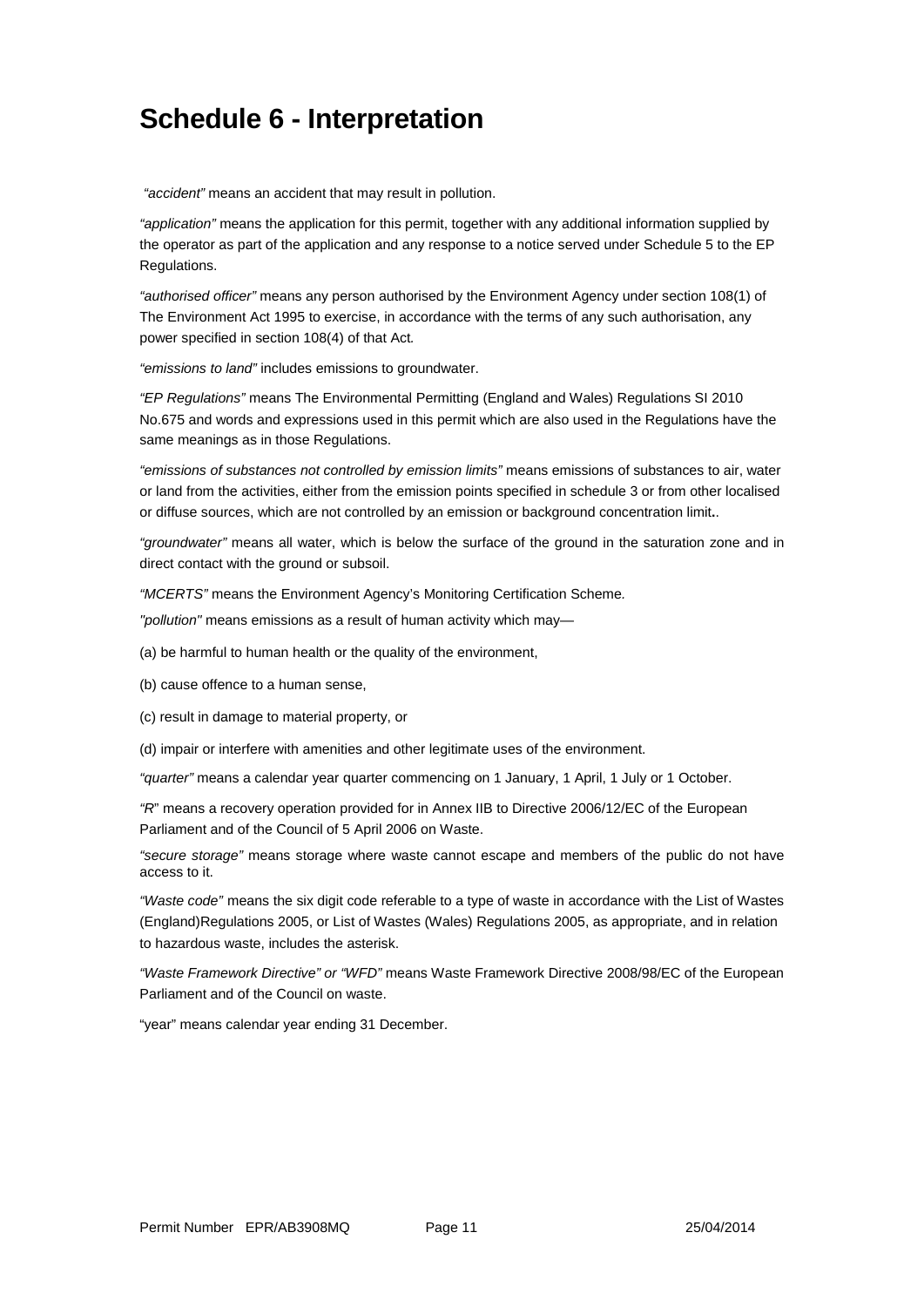# Schedule 6 - Interpretation

*"accident"* means an accident that may result in pollution.

*"application"* means the application for this permit, together with any additional information supplied by the operator as part of the application and any response to a notice served under Schedule 5 to the EP Regulations.

*"authorised officer"* means any person authorised by the Environment Agency under section 108(1) of The Environment Act 1995 to exercise, in accordance with the terms of any such authorisation, any power specified in section 108(4) of that Act*.*

*"emissions to land"* includes emissions to groundwater.

*"EP Regulations"* means The Environmental Permitting (England and Wales) Regulations SI 2010 No.675 and words and expressions used in this permit which are also used in the Regulations have the same meanings as in those Regulations.

*"emissions of substances not controlled by emission limits"* means emissions of substances to air, water or land from the activities, either from the emission points specified in schedule 3 or from other localised or diffuse sources, which are not controlled by an emission or background concentration limit**.**.

*"groundwater"* means all water, which is below the surface of the ground in the saturation zone and in direct contact with the ground or subsoil.

*"MCERTS"* means the Environment Agency's Monitoring Certification Scheme*.*

*"pollution"* means emissions as a result of human activity which may—

(a) be harmful to human health or the quality of the environment,

(b) cause offence to a human sense,

(c) result in damage to material property, or

(d) impair or interfere with amenities and other legitimate uses of the environment.

*"quarter"* means a calendar year quarter commencing on 1 January, 1 April, 1 July or 1 October.

*"R*" means a recovery operation provided for in Annex IIB to Directive 2006/12/EC of the European Parliament and of the Council of 5 April 2006 on Waste.

*"secure storage"* means storage where waste cannot escape and members of the public do not have access to it.

*"Waste code"* means the six digit code referable to a type of waste in accordance with the List of Wastes (England)Regulations 2005, or List of Wastes (Wales) Regulations 2005, as appropriate, and in relation to hazardous waste, includes the asterisk.

*"Waste Framework Directive" or "WFD"* means Waste Framework Directive 2008/98/EC of the European Parliament and of the Council on waste.

"year" means calendar year ending 31 December.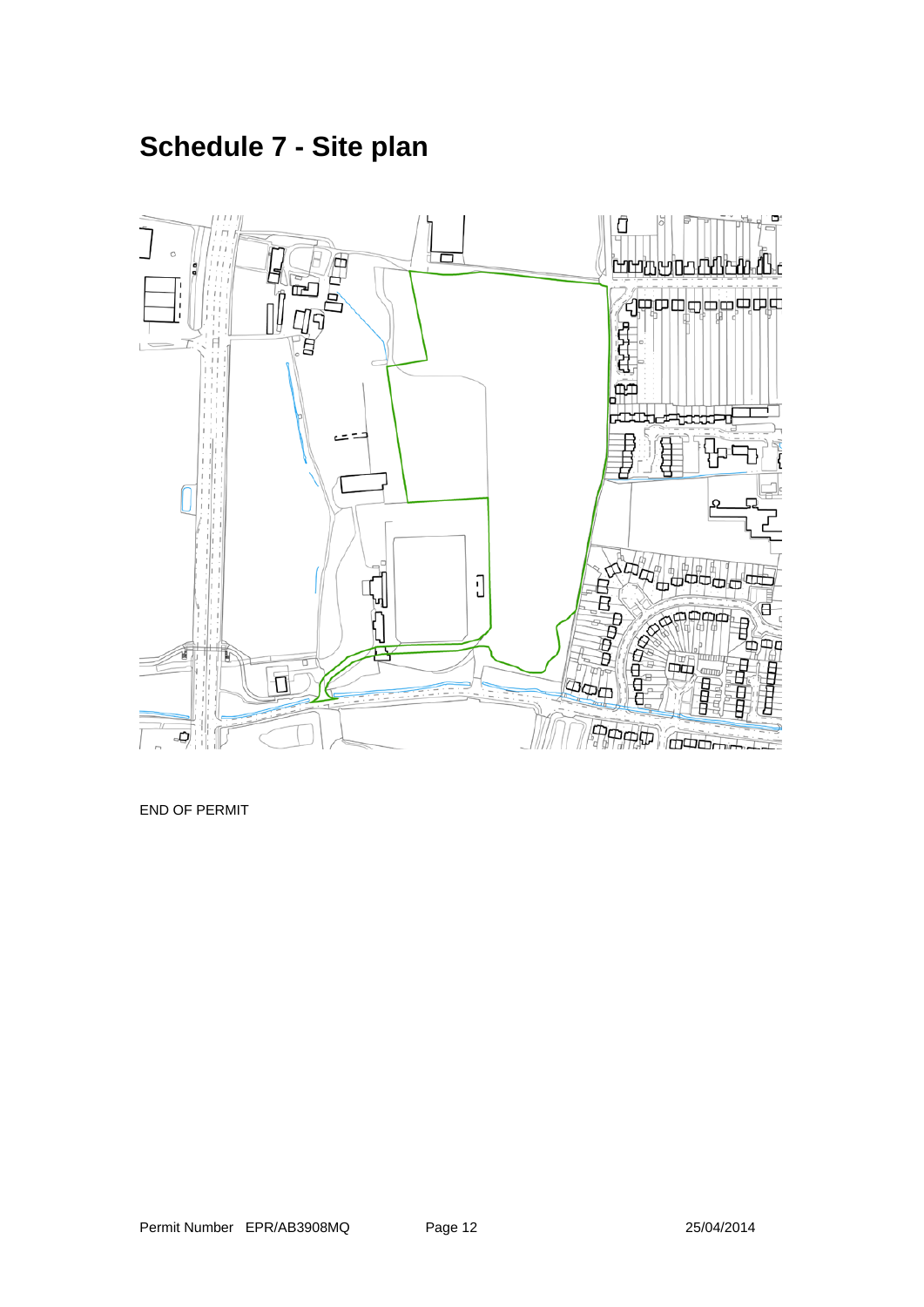# Schedule 7 - Site plan

END OF PERMIT